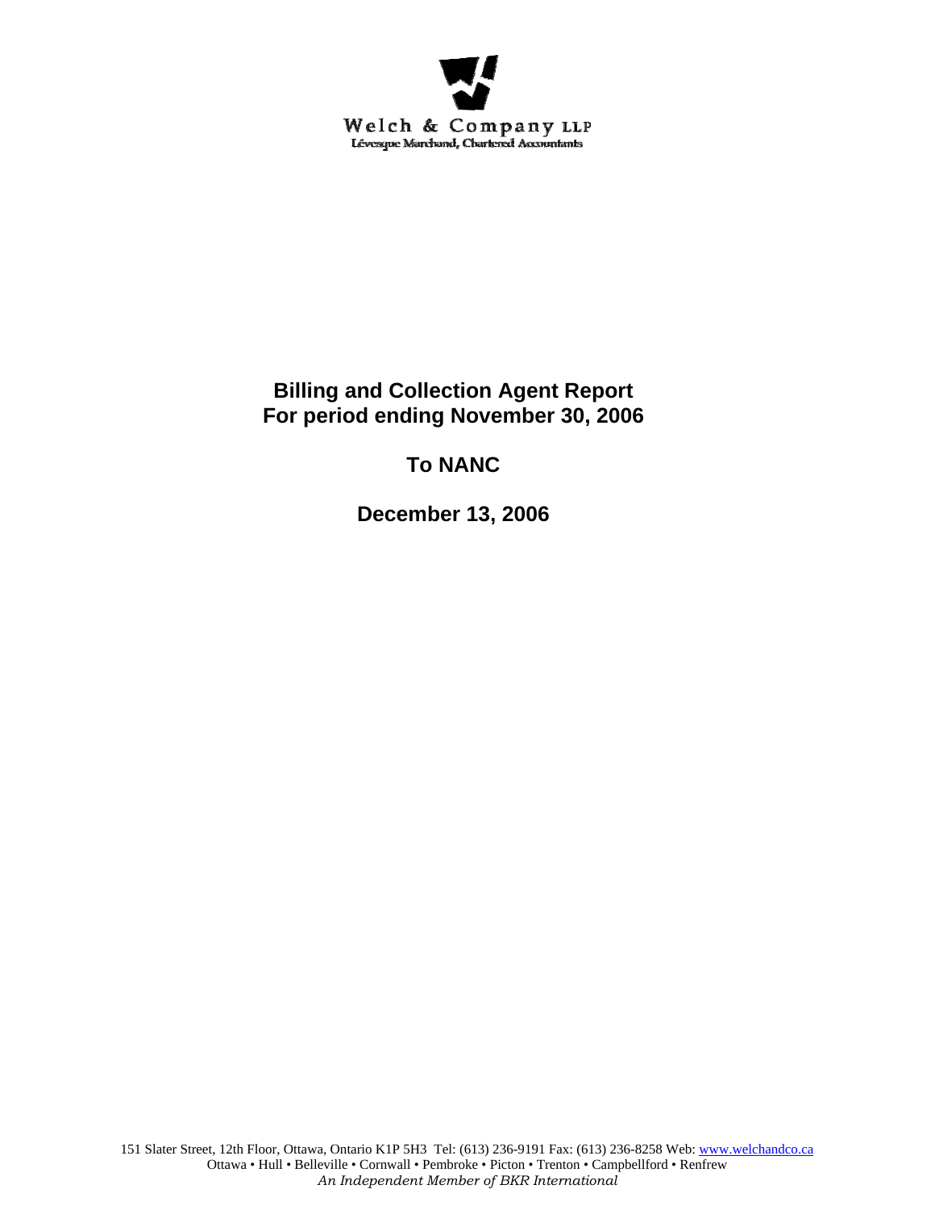Welch & Company LLP
Lévesque Marchand, Chartered Accountants

# Billing and Collection Agent Report
# For period ending November 30, 2006

## To NANC

## December 13, 2006

151 Slater Street, 12th Floor, Ottawa, Ontario K1P 5H3 Tel: (613) 236-9191 Fax: (613) 236-8258 Web: www.welchandco.ca
Ottawa • Hull • Belleville • Cornwall • Pembroke • Picton • Trenton • Campbellford • Renfrew
*An Independent Member of BKR International*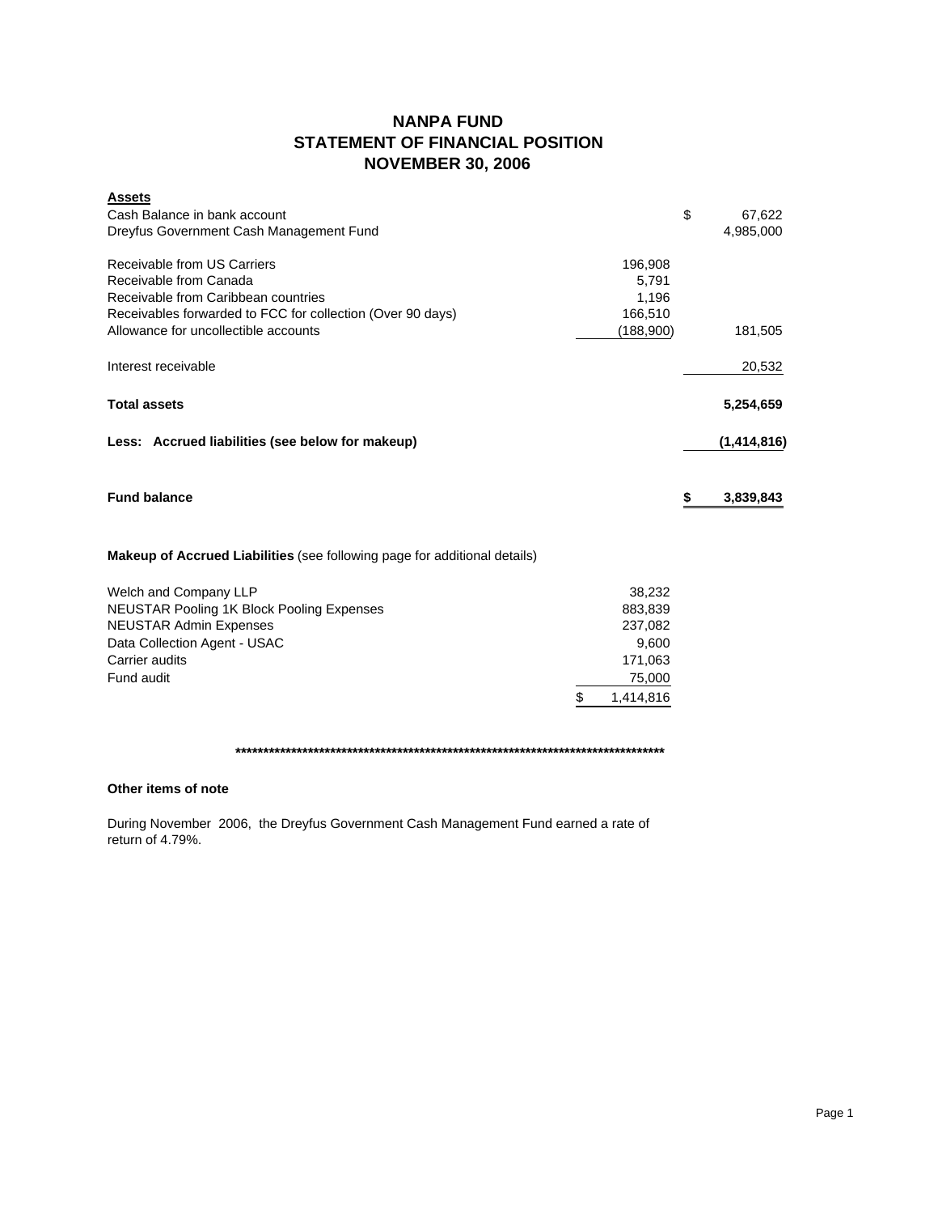# NANPA FUND
## STATEMENT OF FINANCIAL POSITION
## NOVEMBER 30, 2006

| **Assets** | | |
|---|---|---|
| Cash Balance in bank account | | $ 67,622 |
| Dreyfus Government Cash Management Fund | | 4,985,000 |
| | | |
| Receivable from US Carriers | 196,908 | |
| Receivable from Canada | 5,791 | |
| Receivable from Caribbean countries | 1,196 | |
| Receivables forwarded to FCC for collection (Over 90 days) | 166,510 | |
| Allowance for uncollectible accounts | (188,900) | 181,505 |
| | | |
| Interest receivable | | 20,532 |
| | | |
| **Total assets** | | **5,254,659** |
| | | |
| **Less: Accrued liabilities (see below for makeup)** | | **(1,414,816)** |
| | | |
| **Fund balance** | | **$ 3,839,843** |

**Makeup of Accrued Liabilities** (see following page for additional details)

| | |
|---|---|
| Welch and Company LLP | 38,232 |
| NEUSTAR Pooling 1K Block Pooling Expenses | 883,839 |
| NEUSTAR Admin Expenses | 237,082 |
| Data Collection Agent - USAC | 9,600 |
| Carrier audits | 171,063 |
| Fund audit | 75,000 |
| | $ 1,414,816 |

************************************************************************************

**Other items of note**

During November 2006, the Dreyfus Government Cash Management Fund earned a rate of return of 4.79%.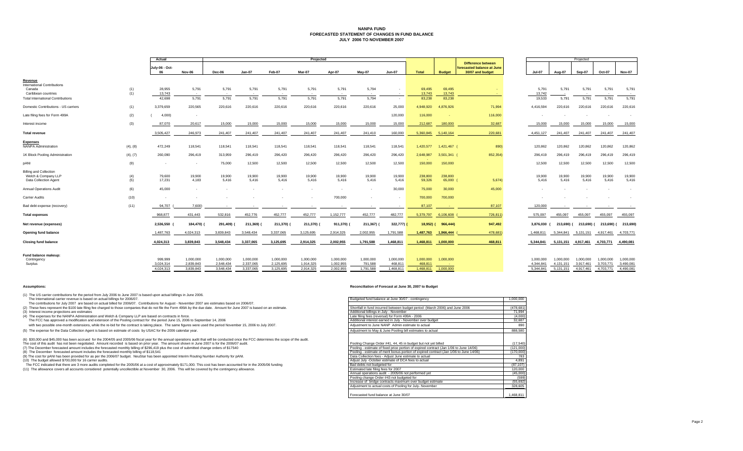# NANPA FUND
## FORECASTED STATEMENT OF CHANGES IN FUND BALANCE
### JULY 2006 TO NOVEMBER 2007

| | | Actual | | Projected | | | | | | | | | | | Projected | | | | |
|---|---|---|---|---|---|---|---|---|---|---|---|---|---|---|---|---|---|---|---|
| | | July-06 - Oct-06 | Nov-06 | Dec-06 | Jan-07 | Feb-07 | Mar-07 | Apr-07 | May-07 | Jun-07 | Total | Budget | Difference between forecasted balance at June 30/07 and budget | | Jul-07 | Aug-07 | Sep-07 | Oct-07 | Nov-07 |
| **Revenue** | | | | | | | | | | | | | | | | | | | |
| International Contributions | | | | | | | | | | | | | | | | | | | |
| Canada | (1) | 28,955 | 5,791 | 5,791 | 5,791 | 5,791 | 5,791 | 5,791 | 5,794 | - | 69,495 | 69,495 | - | | 5,791 | 5,791 | 5,791 | 5,791 | 5,791 |
| Caribbean countries | (1) | 13,743 | - | - | - | - | - | - | - | - | 13,743 | 13,743 | - | | 13,742 | - | - | - | - |
| Total International Contributions | | 42,698 | 5,791 | 5,791 | 5,791 | 5,791 | 5,791 | 5,791 | 5,794 | - | 83,238 | 83,238 | - | | 19,533 | 5,791 | 5,791 | 5,791 | 5,791 |
| Domestic Contributions - US carriers | (1) | 3,379,659 | 220,565 | 220,616 | 220,616 | 220,616 | 220,616 | 220,616 | 220,616 | 25,000 | 4,948,920 | 4,876,926 | 71,994 | | 4,416,594 | 220,616 | 220,616 | 220,616 | 220,616 |
| Late filing fees for Form 499A | (2) | (4,000) | - | | | | | | | 120,000 | 116,000 | - | 116,000 | | - | - | - | - | - |
| Interest income | (3) | 87,070 | 20,617 | 15,000 | 15,000 | 15,000 | 15,000 | 15,000 | 15,000 | 15,000 | 212,687 | 180,000 | 32,687 | | 15,000 | 15,000 | 15,000 | 15,000 | 15,000 |
| **Total revenue** | | 3,505,427 | 246,973 | 241,407 | 241,407 | 241,407 | 241,407 | 241,407 | 241,410 | 160,000 | 5,360,845 | 5,140,164 | 220,681 | | 4,451,127 | 241,407 | 241,407 | 241,407 | 241,407 |
| **Expenses** | | | | | | | | | | | | | | | | | | | |
| NANPA Administration | (4), (8) | 472,249 | 118,541 | 118,541 | 118,541 | 118,541 | 118,541 | 118,541 | 118,541 | 118,541 | 1,420,577 | 1,421,467 | (890) | | 120,862 | 120,862 | 120,862 | 120,862 | 120,862 |
| 1K Block Pooling Administration | (4), (7) | 260,090 | 296,419 | 313,959 | 296,419 | 296,420 | 296,420 | 296,420 | 296,420 | 296,420 | 2,648,987 | 3,501,341 | (852,354) | | 296,419 | 296,419 | 296,419 | 296,419 | 296,419 |
| pANI | (9) | - | - | 75,000 | 12,500 | 12,500 | 12,500 | 12,500 | 12,500 | 12,500 | 150,000 | 150,000 | | | 12,500 | 12,500 | 12,500 | 12,500 | 12,500 |
| Billing and Collection | | | | | | | | | | | | | | | | | | | |
| Welch & Company LLP | (4) | 79,600 | 19,900 | 19,900 | 19,900 | 19,900 | 19,900 | 19,900 | 19,900 | 19,900 | 238,800 | 238,800 | | | 19,900 | 19,900 | 19,900 | 19,900 | 19,900 |
| Data Collection Agent | (5) | 17,231 | 4,183 | 5,416 | 5,416 | 5,416 | 5,416 | 5,416 | 5,416 | 5,416 | 59,326 | 65,000 | (5,674) | | 5,416 | 5,416 | 5,416 | 5,416 | 5,416 |
| Annual Operations Audit | (6) | 45,000 | - | - | - | - | - | - | - | 30,000 | 75,000 | 30,000 | 45,000 | | - | - | - | - | - |
| Carrier Audits | (10) | - | - | - | - | - | - | 700,000 | - | - | 700,000 | 700,000 | | | - | - | - | - | - |
| Bad debt expense (recovery) | (11) | 94,707 | (7,600) | - | - | - | - | - | - | - | 87,107 | - | 87,107 | | 120,000 | - | - | - | - |
| **Total expenses** | | 968,877 | 431,443 | 532,816 | 452,776 | 452,777 | 452,777 | 1,152,777 | 452,777 | 482,777 | 5,379,797 | 6,106,608 | (726,811) | | 575,097 | 455,097 | 455,097 | 455,097 | 455,097 |
| **Net revenue (expenses)** | | 2,536,550 | (184,470) | (291,409) | (211,369) | (211,370) | (211,370) | (911,370) | (211,367) | (322,777) | (18,952) | (966,444) | 947,492 | | 3,876,030 | (213,690) | (213,690) | (213,690) | (213,690) |
| **Opening fund balance** | | 1,487,763 | 4,024,313 | 3,839,843 | 3,548,434 | 3,337,065 | 3,125,695 | 2,914,325 | 2,002,955 | 1,791,588 | 1,487,763 | 1,966,444 | (478,681) | | 1,468,811 | 5,344,841 | 5,131,151 | 4,917,461 | 4,703,771 |
| **Closing fund balance** | | 4,024,313 | 3,839,843 | 3,548,434 | 3,337,065 | 3,125,695 | 2,914,325 | 2,002,955 | 1,791,588 | 1,468,811 | 1,468,811 | 1,000,000 | 468,811 | | 5,344,841 | 5,131,151 | 4,917,461 | 4,703,771 | 4,490,081 |
| **Fund balance makeup:** | | | | | | | | | | | | | | | | | | | |
| Contingency | | 999,999 | 1,000,000 | 1,000,000 | 1,000,000 | 1,000,000 | 1,000,000 | 1,000,000 | 1,000,000 | 1,000,000 | 1,000,000 | 1,000,000 | | | 1,000,000 | 1,000,000 | 1,000,000 | 1,000,000 | 1,000,000 |
| Surplus | | 3,024,314 | 2,839,843 | 2,548,434 | 2,337,065 | 2,125,695 | 1,914,325 | 1,002,955 | 791,588 | 468,811 | 468,811 | | | | 4,344,841 | 4,131,151 | 3,917,461 | 3,703,771 | 3,490,081 |
| | | 4,024,313 | 3,839,843 | 3,548,434 | 3,337,065 | 3,125,695 | 2,914,325 | 2,002,955 | 1,791,588 | 1,468,811 | 1,468,811 | 1,000,000 | | | 5,344,841 | 5,131,151 | 4,917,461 | 4,703,771 | 4,490,081 |

**Assumptions:**

(1) The US carrier contributions for the period from July 2006 to June 2007 is based upon actual billings in June 2006.
The International carrier revenue is based on actual billings for 2006/07.
The contributions for July 2007 are based on actual billed for 2006/07. Contributions for August - November 2007 are estimates based on 2006/07.

(2) These fees represent the $100 late filing fee charged to those companies that do not file the Form 499A by the due date. Amount for June 2007 is based on an estimate.

(3) Interest income projections are estimates

(4) The expenses for the NANPA Administration and Welch & Company LLP are based on contracts in force.
The FCC has approved a modification and extension of the Pooling contract for the period June 15, 2006 to September 14, 2006
with two possible one-month extensions, while the re-bid for the contract is taking place. The same figures were used the period November 15, 2006 to July 2007.

(5) The expense for the Data Collection Agent is based on estimate of costs by USAC for the 2006 calendar year.

(6) $30,000 and $45,000 has been accrued for the 2004/05 and 2005/06 fiscal year for the annual operations audit that will be conducted once the FCC determines the scope of the audit.
The cost of this audit has not been negotiated. Amount recorded is based on prior year. The amount shown in June 2007 is for the 2006/07 audit.

(7) The December forecasted amount includes the forecasted monthly billing of $296,419 plus the cost of submitted change orders of $17540

(8) The December forecasted amount includes the forecasted monthly billing of $118,541

(9) The cost for pANI has been provided for as per the 2006/07 budget. NeuStar has been appointed Interim Routing Number Authority for pANI.

(10) The budget allowed $700,000 for 16 carrier audits.
The FCC indicated that there are 3 more audits completed for the 2005/06 at a cost of approximately $171,000. This cost has been accounted for in the 2005/06 funding

(11) The allowance covers all accounts considered potentially uncollectible at November 30, 2006. This will be covered by the contingency allowance.

**Reconciliation of Forecast at June 30, 2007 to Budget**

| | |
|---|---|
| Budgeted fund balance at June 30/07 - contingency | 1,000,000 |
| | |
| Shortfall in fund incurred between budget period (March 2006) and June 2006 | (478,681) |
| Additional billings in July - November | 71,994 |
| Late filing fees (reversal) for Form 499A - 2006 | (4,000) |
| Additional interest earned in July - November over budget | 32,687 |
| Adjustment to June NANP Admin estimate to actual | 890 |
| Adjustment to May & June Pooling bill estimates to actual | 888,580 |
| | |
| Pooling Change Order #41, 44, 45 in budget but not yet billed | (17,540) |
| Pooling - estimate of fixed price portion of expired contract (Jan 1/06 to June 14/06) | (121,000) |
| Pooling - estimate of merit bonus portion of expired contract (Jan 1/06 to June 14/06) | (170,000) |
| Data Collection fees - Adjust June estimate to actual | 783 |
| Adjust July -October estimate of DCA fees to actual | 4,891 |
| Bad debts not budgeted for | (87,107) |
| Estimated late filing fees for 2007 | 120,000 |
| Annual operations audit - 2005/06 not performed yet | (45,000) |
| Pooling change Order #43 not budgeted for | (599) |
| Increase of bridge contracts maximum over budget estimate | (55,692) |
| Adjustment to actual costs of Pooling for July- November | 328,605 |
| | |
| Forecasted fund balance at June 30/07 | 1,468,811 |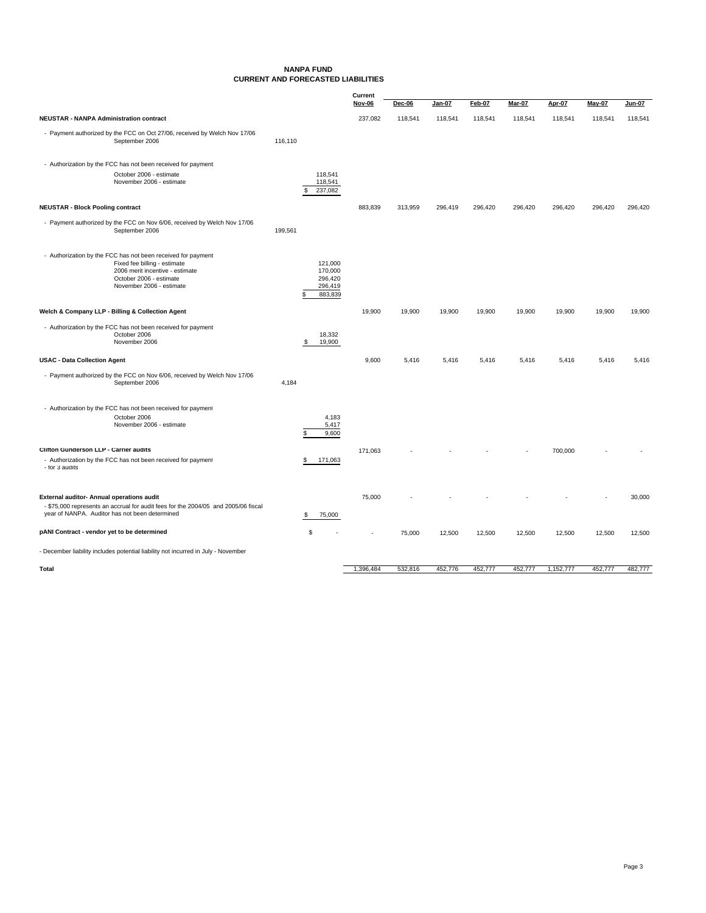# NANPA FUND
## CURRENT AND FORECASTED LIABILITIES

| | | | Current Nov-06 | Dec-06 | Jan-07 | Feb-07 | Mar-07 | Apr-07 | May-07 | Jun-07 |
|---|---|---|---|---|---|---|---|---|---|---|
| **NEUSTAR - NANPA Administration contract** | | | 237,082 | 118,541 | 118,541 | 118,541 | 118,541 | 118,541 | 118,541 | 118,541 |
| - Payment authorized by the FCC on Oct 27/06, received by Welch Nov 17/06 | | | | | | | | | | |
| September 2006 | 116,110 | | | | | | | | | |
| - Authorization by the FCC has not been received for payment | | | | | | | | | | |
| October 2006 - estimate | | 118,541 | | | | | | | | |
| November 2006 - estimate | | 118,541 | | | | | | | | |
| | | $ 237,082 | | | | | | | | |
| **NEUSTAR - Block Pooling contract** | | | 883,839 | 313,959 | 296,419 | 296,420 | 296,420 | 296,420 | 296,420 | 296,420 |
| - Payment authorized by the FCC on Nov 6/06, received by Welch Nov 17/06 | | | | | | | | | | |
| September 2006 | 199,561 | | | | | | | | | |
| - Authorization by the FCC has not been received for payment | | | | | | | | | | |
| Fixed fee billing - estimate | | 121,000 | | | | | | | | |
| 2006 merit incentive - estimate | | 170,000 | | | | | | | | |
| October 2006 - estimate | | 296,420 | | | | | | | | |
| November 2006 - estimate | | 296,419 | | | | | | | | |
| | | $ 883,839 | | | | | | | | |
| **Welch & Company LLP - Billing & Collection Agent** | | | 19,900 | 19,900 | 19,900 | 19,900 | 19,900 | 19,900 | 19,900 | 19,900 |
| - Authorization by the FCC has not been received for payment | | | | | | | | | | |
| October 2006 | | 18,332 | | | | | | | | |
| November 2006 | | $ 19,900 | | | | | | | | |
| **USAC - Data Collection Agent** | | | 9,600 | 5,416 | 5,416 | 5,416 | 5,416 | 5,416 | 5,416 | 5,416 |
| - Payment authorized by the FCC on Nov 6/06, received by Welch Nov 17/06 | | | | | | | | | | |
| September 2006 | 4,184 | | | | | | | | | |
| - Authorization by the FCC has not been received for payment | | | | | | | | | | |
| October 2006 | | 4,183 | | | | | | | | |
| November 2006 - estimate | | 5,417 | | | | | | | | |
| | | $ 9,600 | | | | | | | | |
| **Clifton Gunderson LLP - Carrier audits** | | | 171,063 | - | - | - | - | 700,000 | - | - |
| - Authorization by the FCC has not been received for payment - for 3 audits | | $ 171,063 | | | | | | | | |
| **External auditor- Annual operations audit** | | | 75,000 | - | - | - | - | - | - | 30,000 |
| - $75,000 represents an accrual for audit fees for the 2004/05 and 2005/06 fiscal year of NANPA. Auditor has not been determined | | $ 75,000 | | | | | | | | |
| **pANI Contract - vendor yet to be determined** | | $ - | - | 75,000 | 12,500 | 12,500 | 12,500 | 12,500 | 12,500 | 12,500 |
| - December liability includes potential liability not incurred in July - November | | | | | | | | | | |
| **Total** | | | 1,396,484 | 532,816 | 452,776 | 452,777 | 452,777 | 1,152,777 | 452,777 | 482,777 |